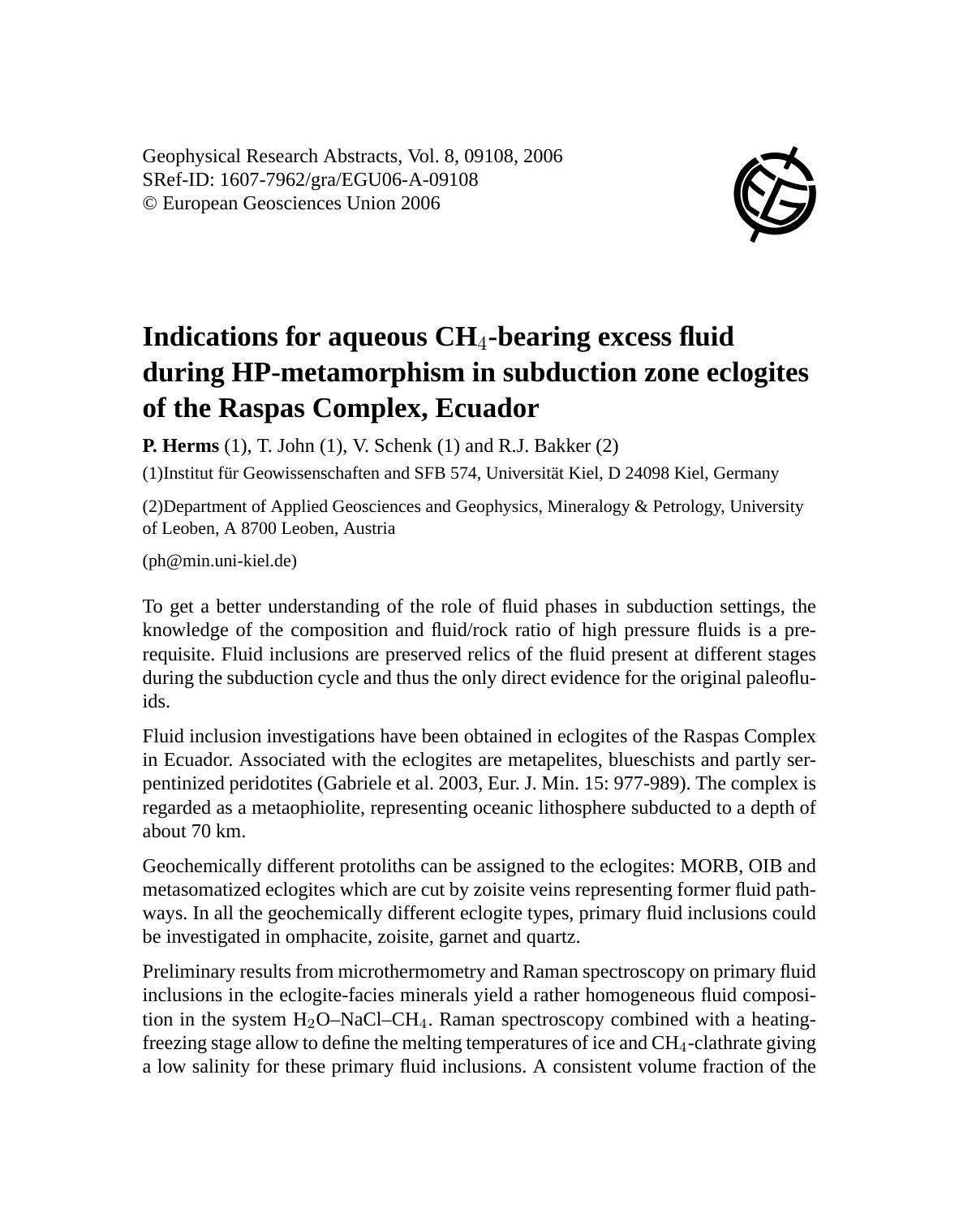# Indications for aqueous $CH_4$-bearing excess fluid during HP-metamorphism in subduction zone eclogites of the Raspas Complex, Ecuador

**P. Herms** (1), T. John (1), V. Schenk (1) and R.J. Bakker (2)

(1)Institut für Geowissenschaften and SFB 574, Universität Kiel, D 24098 Kiel, Germany

(2)Department of Applied Geosciences and Geophysics, Mineralogy & Petrology, University of Leoben, A 8700 Leoben, Austria

(ph@min.uni-kiel.de)

To get a better understanding of the role of fluid phases in subduction settings, the knowledge of the composition and fluid/rock ratio of high pressure fluids is a prerequisite. Fluid inclusions are preserved relics of the fluid present at different stages during the subduction cycle and thus the only direct evidence for the original paleofluids.

Fluid inclusion investigations have been obtained in eclogites of the Raspas Complex in Ecuador. Associated with the eclogites are metapelites, blueschists and partly serpentinized peridotites (Gabriele et al. 2003, Eur. J. Min. 15: 977-989). The complex is regarded as a metaophiolite, representing oceanic lithosphere subducted to a depth of about 70 km.

Geochemically different protoliths can be assigned to the eclogites: MORB, OIB and metasomatized eclogites which are cut by zoisite veins representing former fluid pathways. In all the geochemically different eclogite types, primary fluid inclusions could be investigated in omphacite, zoisite, garnet and quartz.

Preliminary results from microthermometry and Raman spectroscopy on primary fluid inclusions in the eclogite-facies minerals yield a rather homogeneous fluid composition in the system $H_2O$–NaCl–$CH_4$. Raman spectroscopy combined with a heating-freezing stage allow to define the melting temperatures of ice and $CH_4$-clathrate giving a low salinity for these primary fluid inclusions. A consistent volume fraction of the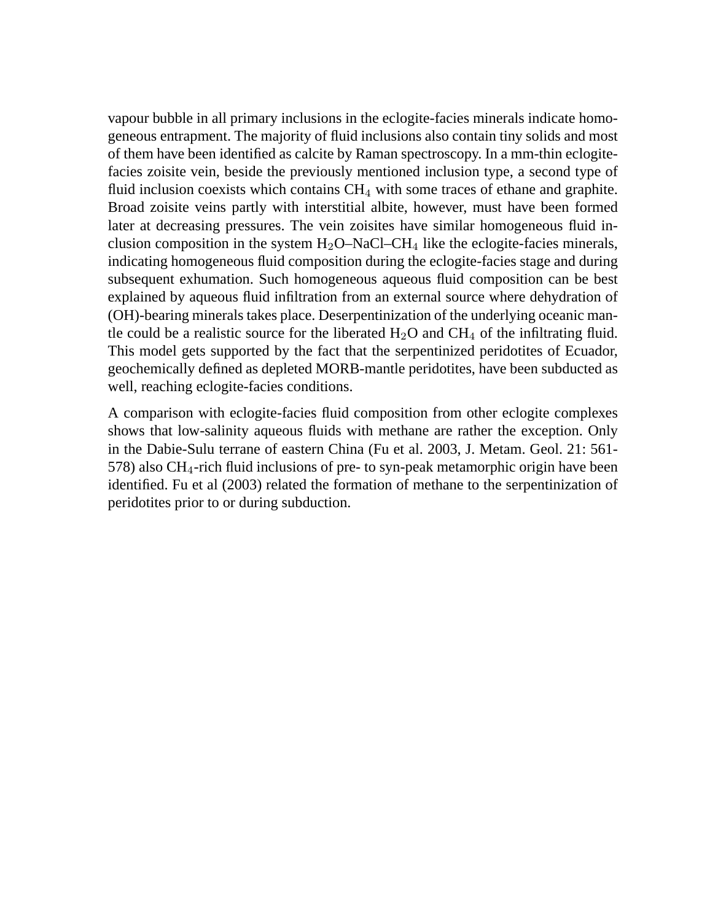vapour bubble in all primary inclusions in the eclogite-facies minerals indicate homogeneous entrapment. The majority of fluid inclusions also contain tiny solids and most of them have been identified as calcite by Raman spectroscopy. In a mm-thin eclogite-facies zoisite vein, beside the previously mentioned inclusion type, a second type of fluid inclusion coexists which contains $CH_4$ with some traces of ethane and graphite. Broad zoisite veins partly with interstitial albite, however, must have been formed later at decreasing pressures. The vein zoisites have similar homogeneous fluid inclusion composition in the system $H_2O$–NaCl–$CH_4$ like the eclogite-facies minerals, indicating homogeneous fluid composition during the eclogite-facies stage and during subsequent exhumation. Such homogeneous aqueous fluid composition can be best explained by aqueous fluid infiltration from an external source where dehydration of (OH)-bearing minerals takes place. Deserpentinization of the underlying oceanic mantle could be a realistic source for the liberated $H_2O$ and $CH_4$ of the infiltrating fluid. This model gets supported by the fact that the serpentinized peridotites of Ecuador, geochemically defined as depleted MORB-mantle peridotites, have been subducted as well, reaching eclogite-facies conditions.

A comparison with eclogite-facies fluid composition from other eclogite complexes shows that low-salinity aqueous fluids with methane are rather the exception. Only in the Dabie-Sulu terrane of eastern China (Fu et al. 2003, J. Metam. Geol. 21: 561-578) also $CH_4$-rich fluid inclusions of pre- to syn-peak metamorphic origin have been identified. Fu et al (2003) related the formation of methane to the serpentinization of peridotites prior to or during subduction.